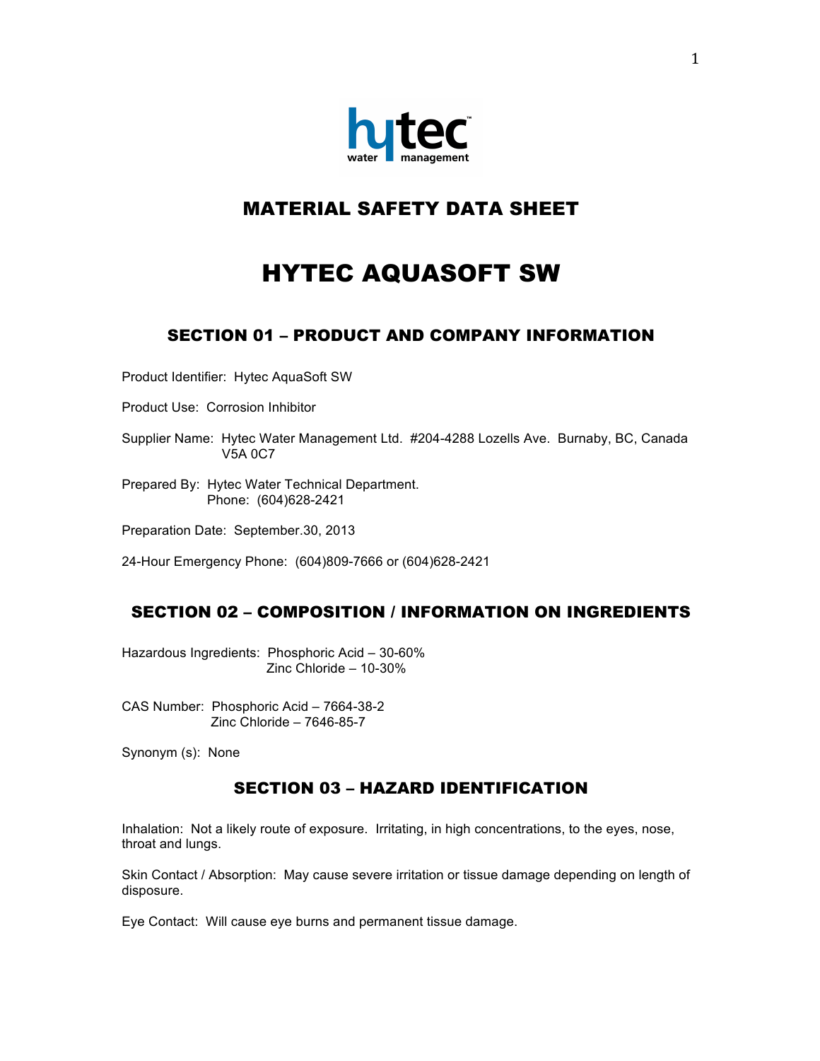hytec™
water management

# MATERIAL SAFETY DATA SHEET

# HYTEC AQUASOFT SW

## SECTION 01 – PRODUCT AND COMPANY INFORMATION

Product Identifier: Hytec AquaSoft SW

Product Use: Corrosion Inhibitor

Supplier Name: Hytec Water Management Ltd. #204-4288 Lozells Ave. Burnaby, BC, Canada V5A 0C7

Prepared By: Hytec Water Technical Department.
Phone: (604)628-2421

Preparation Date: September.30, 2013

24-Hour Emergency Phone: (604)809-7666 or (604)628-2421

## SECTION 02 – COMPOSITION / INFORMATION ON INGREDIENTS

Hazardous Ingredients: Phosphoric Acid – 30-60%
Zinc Chloride – 10-30%

CAS Number: Phosphoric Acid – 7664-38-2
Zinc Chloride – 7646-85-7

Synonym (s): None

## SECTION 03 – HAZARD IDENTIFICATION

Inhalation: Not a likely route of exposure. Irritating, in high concentrations, to the eyes, nose, throat and lungs.

Skin Contact / Absorption: May cause severe irritation or tissue damage depending on length of disposure.

Eye Contact: Will cause eye burns and permanent tissue damage.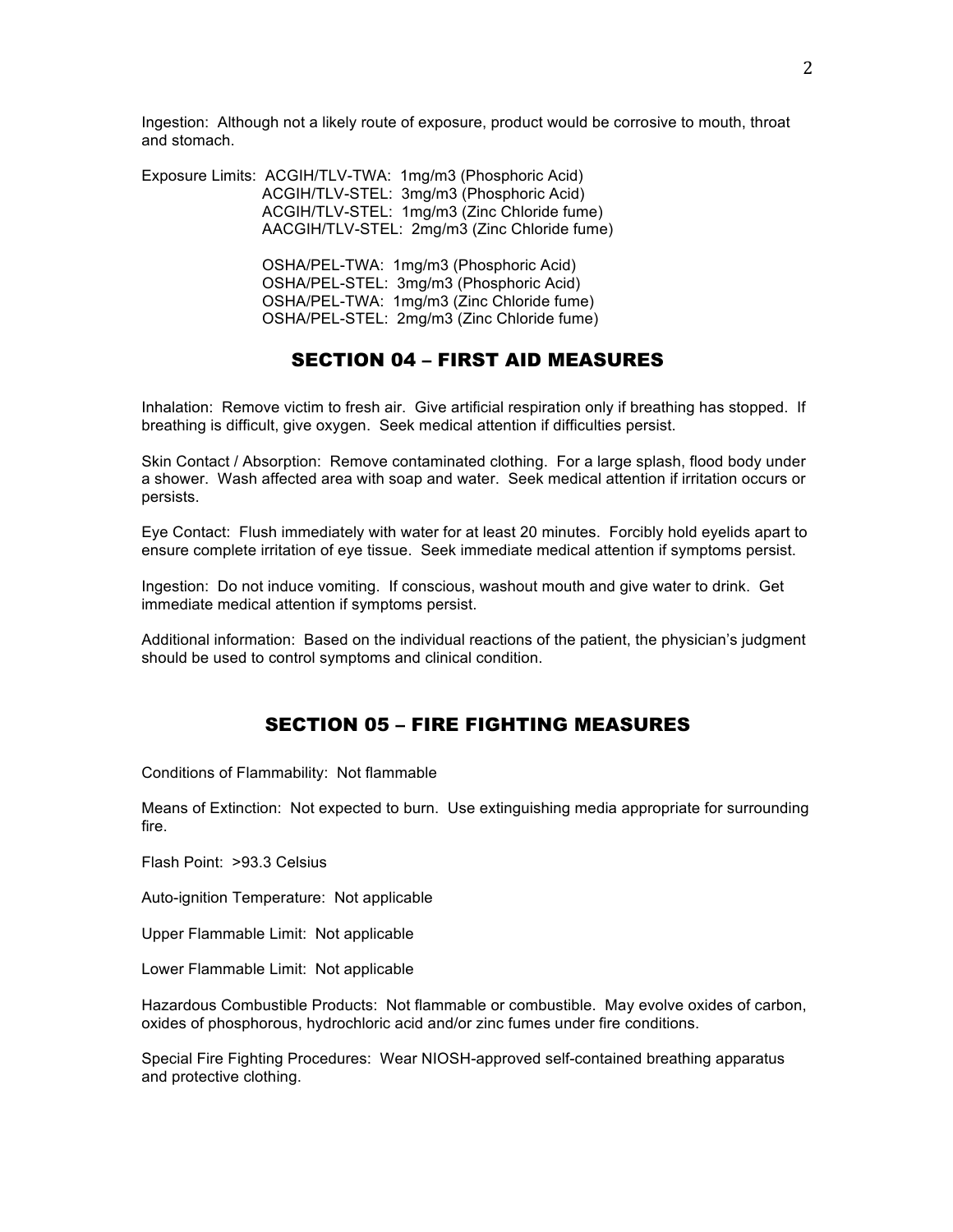Ingestion: Although not a likely route of exposure, product would be corrosive to mouth, throat and stomach.

Exposure Limits: ACGIH/TLV-TWA: 1mg/m3 (Phosphoric Acid)
ACGIH/TLV-STEL: 3mg/m3 (Phosphoric Acid)
ACGIH/TLV-STEL: 1mg/m3 (Zinc Chloride fume)
AACGIH/TLV-STEL: 2mg/m3 (Zinc Chloride fume)

OSHA/PEL-TWA: 1mg/m3 (Phosphoric Acid)
OSHA/PEL-STEL: 3mg/m3 (Phosphoric Acid)
OSHA/PEL-TWA: 1mg/m3 (Zinc Chloride fume)
OSHA/PEL-STEL: 2mg/m3 (Zinc Chloride fume)

## SECTION 04 – FIRST AID MEASURES

Inhalation: Remove victim to fresh air. Give artificial respiration only if breathing has stopped. If breathing is difficult, give oxygen. Seek medical attention if difficulties persist.

Skin Contact / Absorption: Remove contaminated clothing. For a large splash, flood body under a shower. Wash affected area with soap and water. Seek medical attention if irritation occurs or persists.

Eye Contact: Flush immediately with water for at least 20 minutes. Forcibly hold eyelids apart to ensure complete irritation of eye tissue. Seek immediate medical attention if symptoms persist.

Ingestion: Do not induce vomiting. If conscious, washout mouth and give water to drink. Get immediate medical attention if symptoms persist.

Additional information: Based on the individual reactions of the patient, the physician's judgment should be used to control symptoms and clinical condition.

## SECTION 05 – FIRE FIGHTING MEASURES

Conditions of Flammability: Not flammable

Means of Extinction: Not expected to burn. Use extinguishing media appropriate for surrounding fire.

Flash Point: >93.3 Celsius

Auto-ignition Temperature: Not applicable

Upper Flammable Limit: Not applicable

Lower Flammable Limit: Not applicable

Hazardous Combustible Products: Not flammable or combustible. May evolve oxides of carbon, oxides of phosphorous, hydrochloric acid and/or zinc fumes under fire conditions.

Special Fire Fighting Procedures: Wear NIOSH-approved self-contained breathing apparatus and protective clothing.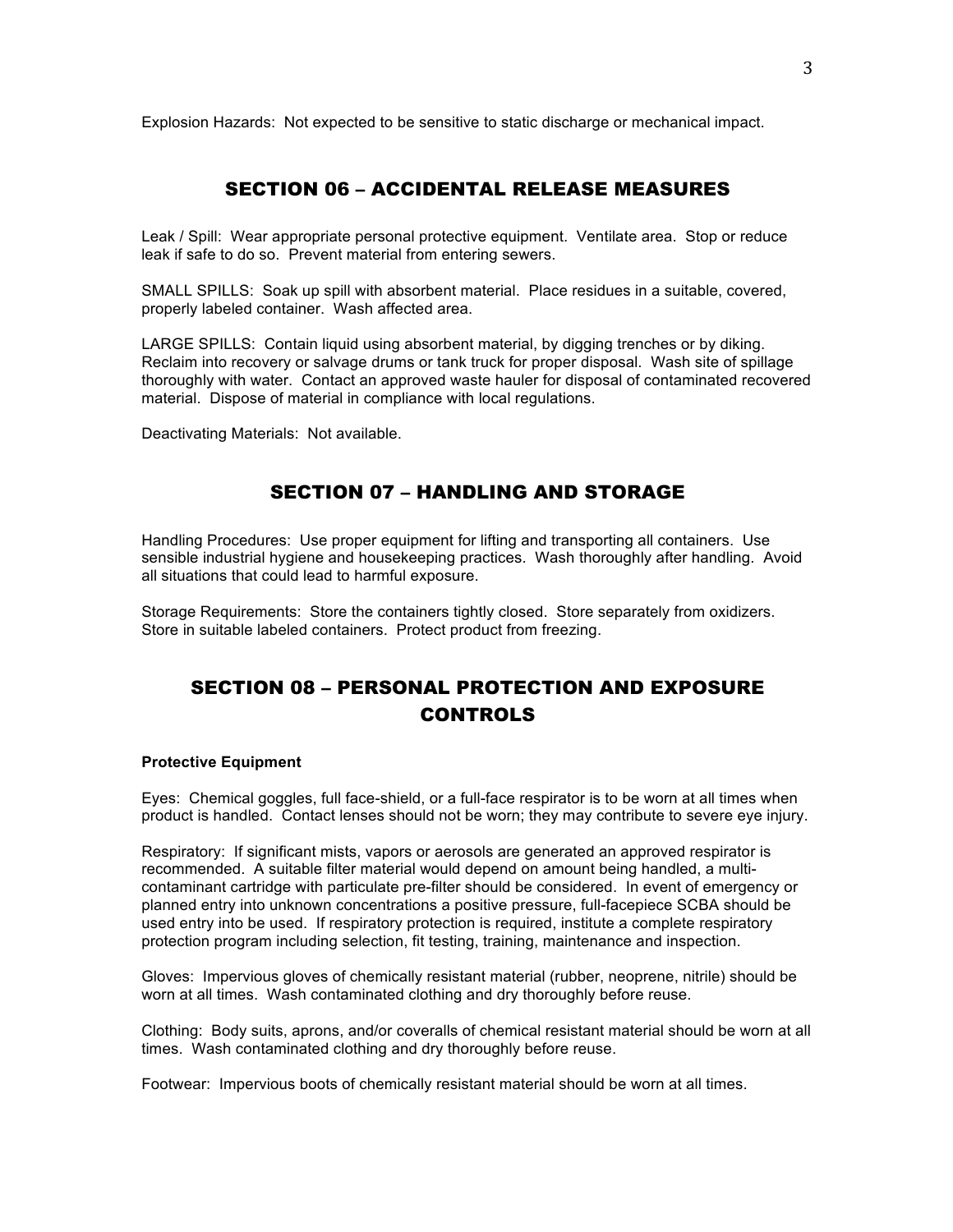Explosion Hazards: Not expected to be sensitive to static discharge or mechanical impact.

## SECTION 06 – ACCIDENTAL RELEASE MEASURES

Leak / Spill: Wear appropriate personal protective equipment. Ventilate area. Stop or reduce leak if safe to do so. Prevent material from entering sewers.

SMALL SPILLS: Soak up spill with absorbent material. Place residues in a suitable, covered, properly labeled container. Wash affected area.

LARGE SPILLS: Contain liquid using absorbent material, by digging trenches or by diking. Reclaim into recovery or salvage drums or tank truck for proper disposal. Wash site of spillage thoroughly with water. Contact an approved waste hauler for disposal of contaminated recovered material. Dispose of material in compliance with local regulations.

Deactivating Materials: Not available.

## SECTION 07 – HANDLING AND STORAGE

Handling Procedures: Use proper equipment for lifting and transporting all containers. Use sensible industrial hygiene and housekeeping practices. Wash thoroughly after handling. Avoid all situations that could lead to harmful exposure.

Storage Requirements: Store the containers tightly closed. Store separately from oxidizers. Store in suitable labeled containers. Protect product from freezing.

## SECTION 08 – PERSONAL PROTECTION AND EXPOSURE CONTROLS

**Protective Equipment**

Eyes: Chemical goggles, full face-shield, or a full-face respirator is to be worn at all times when product is handled. Contact lenses should not be worn; they may contribute to severe eye injury.

Respiratory: If significant mists, vapors or aerosols are generated an approved respirator is recommended. A suitable filter material would depend on amount being handled, a multi-contaminant cartridge with particulate pre-filter should be considered. In event of emergency or planned entry into unknown concentrations a positive pressure, full-facepiece SCBA should be used entry into be used. If respiratory protection is required, institute a complete respiratory protection program including selection, fit testing, training, maintenance and inspection.

Gloves: Impervious gloves of chemically resistant material (rubber, neoprene, nitrile) should be worn at all times. Wash contaminated clothing and dry thoroughly before reuse.

Clothing: Body suits, aprons, and/or coveralls of chemical resistant material should be worn at all times. Wash contaminated clothing and dry thoroughly before reuse.

Footwear: Impervious boots of chemically resistant material should be worn at all times.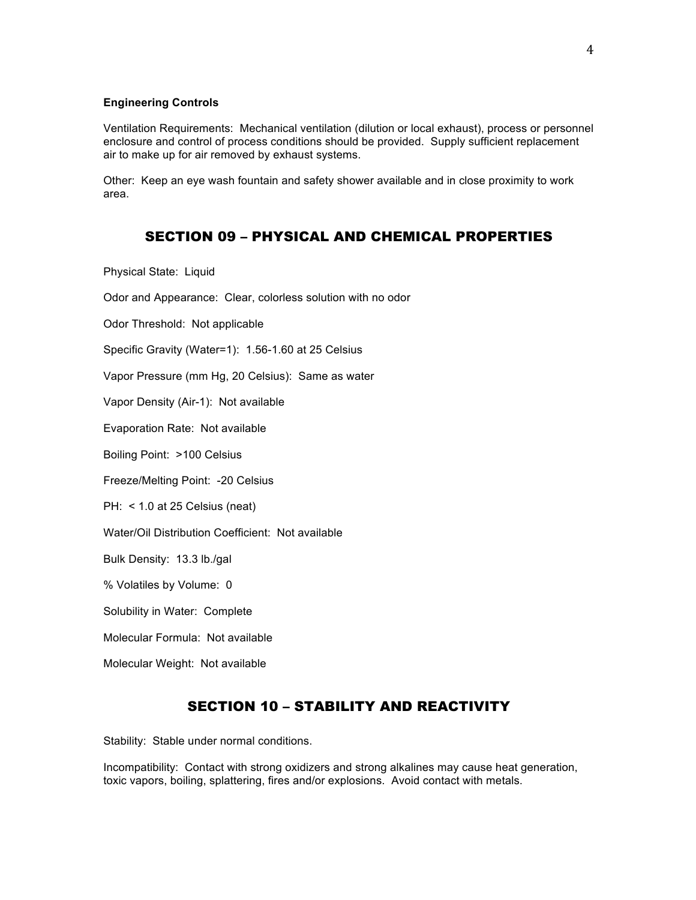**Engineering Controls**

Ventilation Requirements: Mechanical ventilation (dilution or local exhaust), process or personnel enclosure and control of process conditions should be provided. Supply sufficient replacement air to make up for air removed by exhaust systems.

Other: Keep an eye wash fountain and safety shower available and in close proximity to work area.

## SECTION 09 – PHYSICAL AND CHEMICAL PROPERTIES

Physical State: Liquid

Odor and Appearance: Clear, colorless solution with no odor

Odor Threshold: Not applicable

Specific Gravity (Water=1): 1.56-1.60 at 25 Celsius

Vapor Pressure (mm Hg, 20 Celsius): Same as water

Vapor Density (Air-1): Not available

Evaporation Rate: Not available

Boiling Point: >100 Celsius

Freeze/Melting Point: -20 Celsius

PH: < 1.0 at 25 Celsius (neat)

Water/Oil Distribution Coefficient: Not available

Bulk Density: 13.3 lb./gal

% Volatiles by Volume: 0

Solubility in Water: Complete

Molecular Formula: Not available

Molecular Weight: Not available

## SECTION 10 – STABILITY AND REACTIVITY

Stability: Stable under normal conditions.

Incompatibility: Contact with strong oxidizers and strong alkalines may cause heat generation, toxic vapors, boiling, splattering, fires and/or explosions. Avoid contact with metals.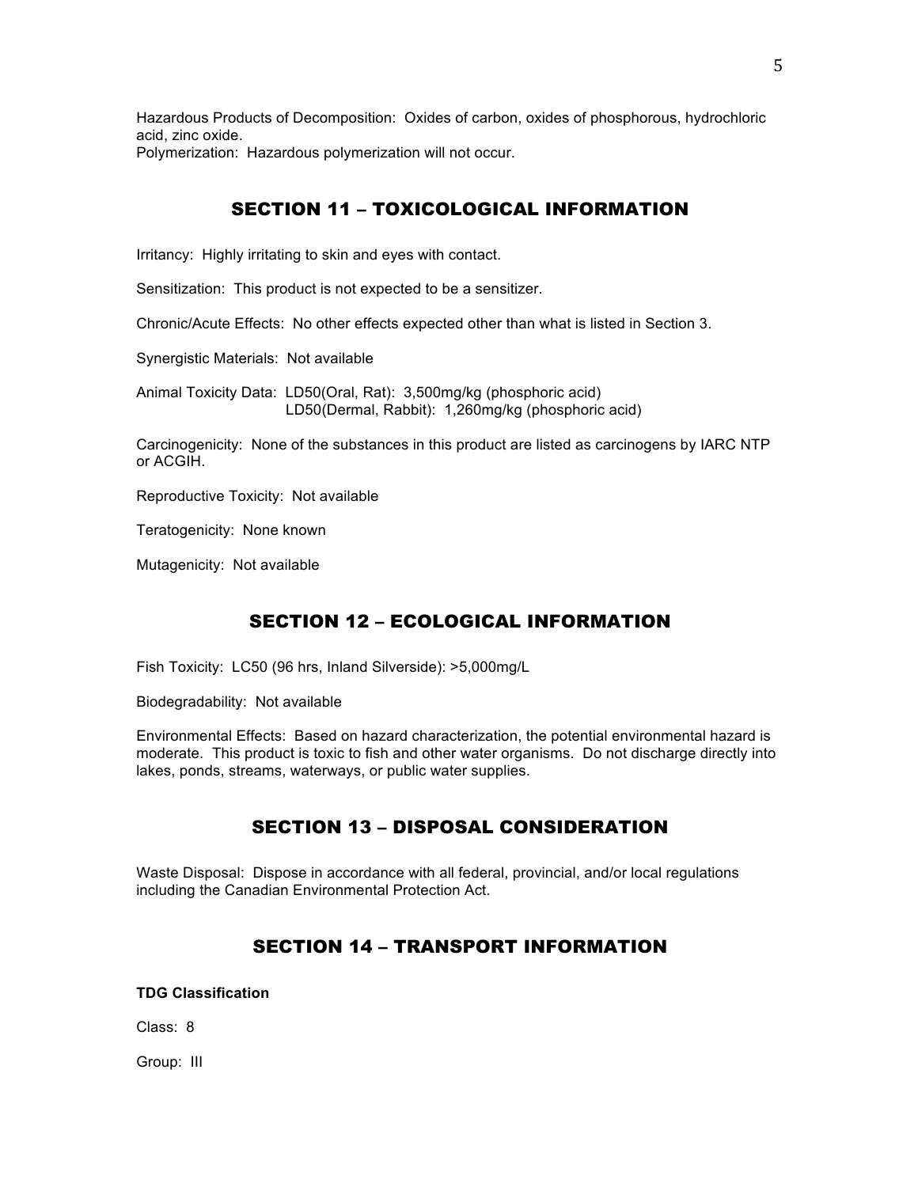Hazardous Products of Decomposition: Oxides of carbon, oxides of phosphorous, hydrochloric acid, zinc oxide.
Polymerization: Hazardous polymerization will not occur.

## SECTION 11 – TOXICOLOGICAL INFORMATION

Irritancy: Highly irritating to skin and eyes with contact.

Sensitization: This product is not expected to be a sensitizer.

Chronic/Acute Effects: No other effects expected other than what is listed in Section 3.

Synergistic Materials: Not available

Animal Toxicity Data: LD50(Oral, Rat): 3,500mg/kg (phosphoric acid)
LD50(Dermal, Rabbit): 1,260mg/kg (phosphoric acid)

Carcinogenicity: None of the substances in this product are listed as carcinogens by IARC NTP or ACGIH.

Reproductive Toxicity: Not available

Teratogenicity: None known

Mutagenicity: Not available

## SECTION 12 – ECOLOGICAL INFORMATION

Fish Toxicity: LC50 (96 hrs, Inland Silverside): >5,000mg/L

Biodegradability: Not available

Environmental Effects: Based on hazard characterization, the potential environmental hazard is moderate. This product is toxic to fish and other water organisms. Do not discharge directly into lakes, ponds, streams, waterways, or public water supplies.

## SECTION 13 – DISPOSAL CONSIDERATION

Waste Disposal: Dispose in accordance with all federal, provincial, and/or local regulations including the Canadian Environmental Protection Act.

## SECTION 14 – TRANSPORT INFORMATION

**TDG Classification**

Class: 8

Group: III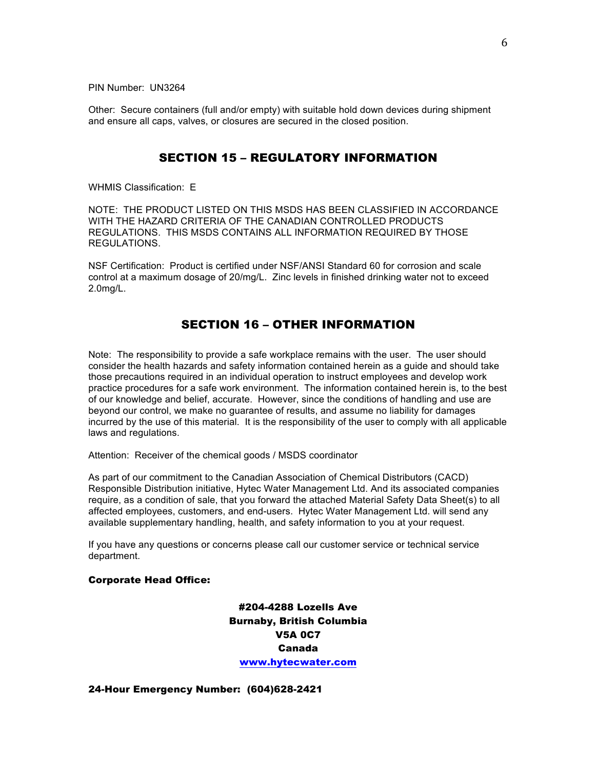PIN Number: UN3264

Other: Secure containers (full and/or empty) with suitable hold down devices during shipment and ensure all caps, valves, or closures are secured in the closed position.

## SECTION 15 – REGULATORY INFORMATION

WHMIS Classification: E

NOTE: THE PRODUCT LISTED ON THIS MSDS HAS BEEN CLASSIFIED IN ACCORDANCE WITH THE HAZARD CRITERIA OF THE CANADIAN CONTROLLED PRODUCTS REGULATIONS. THIS MSDS CONTAINS ALL INFORMATION REQUIRED BY THOSE REGULATIONS.

NSF Certification: Product is certified under NSF/ANSI Standard 60 for corrosion and scale control at a maximum dosage of 20/mg/L. Zinc levels in finished drinking water not to exceed 2.0mg/L.

## SECTION 16 – OTHER INFORMATION

Note: The responsibility to provide a safe workplace remains with the user. The user should consider the health hazards and safety information contained herein as a guide and should take those precautions required in an individual operation to instruct employees and develop work practice procedures for a safe work environment. The information contained herein is, to the best of our knowledge and belief, accurate. However, since the conditions of handling and use are beyond our control, we make no guarantee of results, and assume no liability for damages incurred by the use of this material. It is the responsibility of the user to comply with all applicable laws and regulations.

Attention: Receiver of the chemical goods / MSDS coordinator

As part of our commitment to the Canadian Association of Chemical Distributors (CACD) Responsible Distribution initiative, Hytec Water Management Ltd. And its associated companies require, as a condition of sale, that you forward the attached Material Safety Data Sheet(s) to all affected employees, customers, and end-users. Hytec Water Management Ltd. will send any available supplementary handling, health, and safety information to you at your request.

If you have any questions or concerns please call our customer service or technical service department.

**Corporate Head Office:**

**#204-4288 Lozells Ave**
**Burnaby, British Columbia**
**V5A 0C7**
**Canada**
**www.hytecwater.com**

**24-Hour Emergency Number: (604)628-2421**